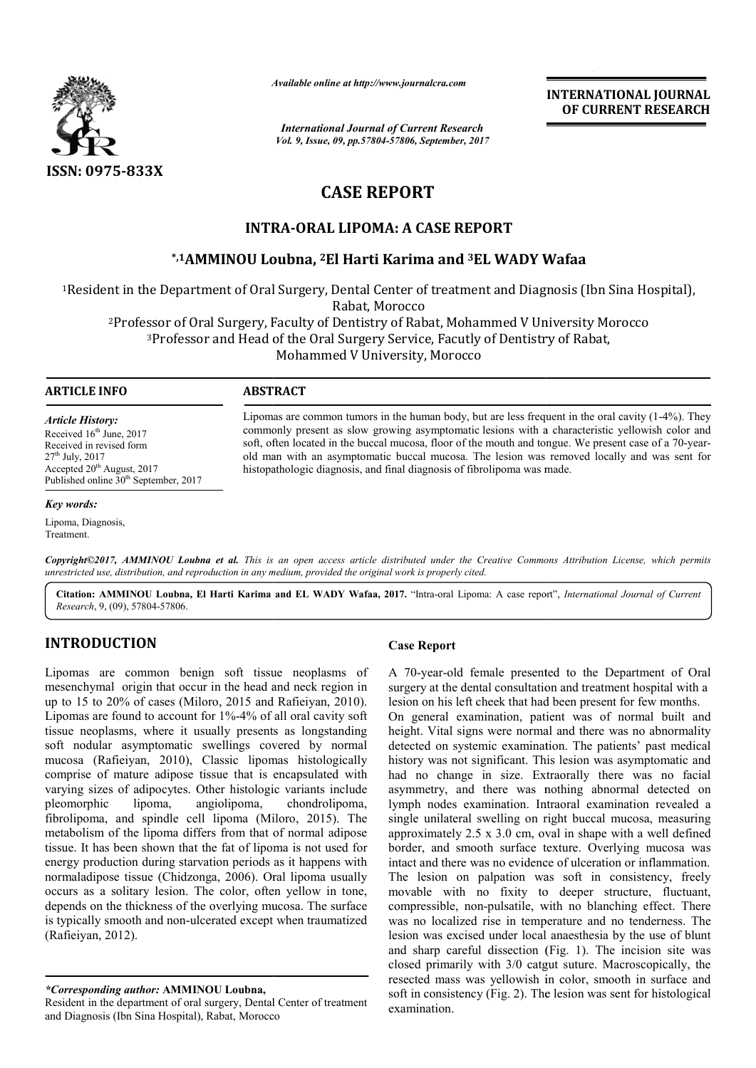ISSN: 0975-833X

*Available online at http://www.journalcra.com*

*International Journal of Current Research*
*Vol. 9, Issue, 09, pp.57804-57806, September, 2017*

**INTERNATIONAL JOURNAL OF CURRENT RESEARCH**

# CASE REPORT

## INTRA-ORAL LIPOMA: A CASE REPORT

**\*,1AMMINOU Loubna, 2El Harti Karima and 3EL WADY Wafaa**

[1]Resident in the Department of Oral Surgery, Dental Center of treatment and Diagnosis (Ibn Sina Hospital), Rabat, Morocco
[2]Professor of Oral Surgery, Faculty of Dentistry of Rabat, Mohammed V University Morocco
[3]Professor and Head of the Oral Surgery Service, Facutly of Dentistry of Rabat, Mohammed V University, Morocco

**ARTICLE INFO**

*Article History:*
Received 16[th] June, 2017
Received in revised form
27[th] July, 2017
Accepted 20[th] August, 2017
Published online 30[th] September, 2017

*Key words:*
Lipoma, Diagnosis,
Treatment.

**ABSTRACT**

Lipomas are common tumors in the human body, but are less frequent in the oral cavity (1-4%). They commonly present as slow growing asymptomatic lesions with a characteristic yellowish color and soft, often located in the buccal mucosa, floor of the mouth and tongue. We present case of a 70-year-old man with an asymptomatic buccal mucosa. The lesion was removed locally and was sent for histopathologic diagnosis, and final diagnosis of fibrolipoma was made.

***Copyright©2017, AMMINOU Loubna et al.*** *This is an open access article distributed under the Creative Commons Attribution License, which permits unrestricted use, distribution, and reproduction in any medium, provided the original work is properly cited.*

**Citation: AMMINOU Loubna, El Harti Karima and EL WADY Wafaa, 2017.** "Intra-oral Lipoma: A case report", *International Journal of Current Research*, 9, (09), 57804-57806.

# INTRODUCTION

Lipomas are common benign soft tissue neoplasms of mesenchymal origin that occur in the head and neck region in up to 15 to 20% of cases (Miloro, 2015 and Rafieiyan, 2010). Lipomas are found to account for 1%-4% of all oral cavity soft tissue neoplasms, where it usually presents as longstanding soft nodular asymptomatic swellings covered by normal mucosa (Rafieiyan, 2010), Classic lipomas histologically comprise of mature adipose tissue that is encapsulated with varying sizes of adipocytes. Other histologic variants include pleomorphic lipoma, angiolipoma, chondrolipoma, fibrolipoma, and spindle cell lipoma (Miloro, 2015). The metabolism of the lipoma differs from that of normal adipose tissue. It has been shown that the fat of lipoma is not used for energy production during starvation periods as it happens with normaladipose tissue (Chidzonga, 2006). Oral lipoma usually occurs as a solitary lesion. The color, often yellow in tone, depends on the thickness of the overlying mucosa. The surface is typically smooth and non-ulcerated except when traumatized (Rafieiyan, 2012).

## Case Report

A 70-year-old female presented to the Department of Oral surgery at the dental consultation and treatment hospital with a lesion on his left cheek that had been present for few months. On general examination, patient was of normal built and height. Vital signs were normal and there was no abnormality detected on systemic examination. The patients' past medical history was not significant. This lesion was asymptomatic and had no change in size. Extraorally there was no facial asymmetry, and there was nothing abnormal detected on lymph nodes examination. Intraoral examination revealed a single unilateral swelling on right buccal mucosa, measuring approximately 2.5 x 3.0 cm, oval in shape with a well defined border, and smooth surface texture. Overlying mucosa was intact and there was no evidence of ulceration or inflammation. The lesion on palpation was soft in consistency, freely movable with no fixity to deeper structure, fluctuant, compressible, non-pulsatile, with no blanching effect. There was no localized rise in temperature and no tenderness. The lesion was excised under local anaesthesia by the use of blunt and sharp careful dissection (Fig. 1). The incision site was closed primarily with 3/0 catgut suture. Macroscopically, the resected mass was yellowish in color, smooth in surface and soft in consistency (Fig. 2). The lesion was sent for histological examination.

*\*Corresponding author:* **AMMINOU Loubna,**
Resident in the department of oral surgery, Dental Center of treatment and Diagnosis (Ibn Sina Hospital), Rabat, Morocco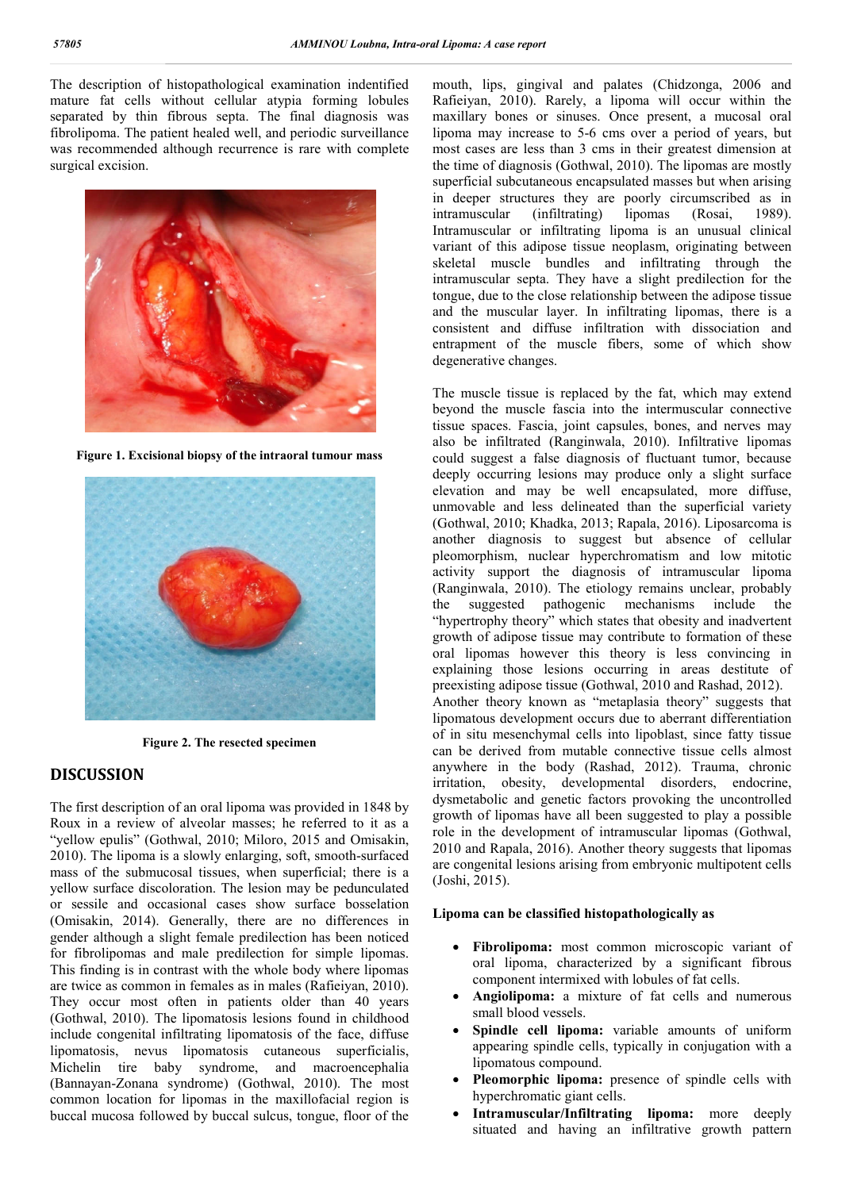The description of histopathological examination indentified mature fat cells without cellular atypia forming lobules separated by thin fibrous septa. The final diagnosis was fibrolipoma. The patient healed well, and periodic surveillance was recommended although recurrence is rare with complete surgical excision.

Figure 1. Excisional biopsy of the intraoral tumour mass

Figure 2. The resected specimen

## DISCUSSION

The first description of an oral lipoma was provided in 1848 by Roux in a review of alveolar masses; he referred to it as a "yellow epulis" (Gothwal, 2010; Miloro, 2015 and Omisakin, 2010). The lipoma is a slowly enlarging, soft, smooth-surfaced mass of the submucosal tissues, when superficial; there is a yellow surface discoloration. The lesion may be pedunculated or sessile and occasional cases show surface bosselation (Omisakin, 2014). Generally, there are no differences in gender although a slight female predilection has been noticed for fibrolipomas and male predilection for simple lipomas. This finding is in contrast with the whole body where lipomas are twice as common in females as in males (Rafieiyan, 2010). They occur most often in patients older than 40 years (Gothwal, 2010). The lipomatosis lesions found in childhood include congenital infiltrating lipomatosis of the face, diffuse lipomatosis, nevus lipomatosis cutaneous superficialis, Michelin tire baby syndrome, and macroencephalia (Bannayan-Zonana syndrome) (Gothwal, 2010). The most common location for lipomas in the maxillofacial region is buccal mucosa followed by buccal sulcus, tongue, floor of the mouth, lips, gingival and palates (Chidzonga, 2006 and Rafieiyan, 2010). Rarely, a lipoma will occur within the maxillary bones or sinuses. Once present, a mucosal oral lipoma may increase to 5-6 cms over a period of years, but most cases are less than 3 cms in their greatest dimension at the time of diagnosis (Gothwal, 2010). The lipomas are mostly superficial subcutaneous encapsulated masses but when arising in deeper structures they are poorly circumscribed as in intramuscular (infiltrating) lipomas (Rosai, 1989). Intramuscular or infiltrating lipoma is an unusual clinical variant of this adipose tissue neoplasm, originating between skeletal muscle bundles and infiltrating through the intramuscular septa. They have a slight predilection for the tongue, due to the close relationship between the adipose tissue and the muscular layer. In infiltrating lipomas, there is a consistent and diffuse infiltration with dissociation and entrapment of the muscle fibers, some of which show degenerative changes.

The muscle tissue is replaced by the fat, which may extend beyond the muscle fascia into the intermuscular connective tissue spaces. Fascia, joint capsules, bones, and nerves may also be infiltrated (Ranginwala, 2010). Infiltrative lipomas could suggest a false diagnosis of fluctuant tumor, because deeply occurring lesions may produce only a slight surface elevation and may be well encapsulated, more diffuse, unmovable and less delineated than the superficial variety (Gothwal, 2010; Khadka, 2013; Rapala, 2016). Liposarcoma is another diagnosis to suggest but absence of cellular pleomorphism, nuclear hyperchromatism and low mitotic activity support the diagnosis of intramuscular lipoma (Ranginwala, 2010). The etiology remains unclear, probably the suggested pathogenic mechanisms include the "hypertrophy theory" which states that obesity and inadvertent growth of adipose tissue may contribute to formation of these oral lipomas however this theory is less convincing in explaining those lesions occurring in areas destitute of preexisting adipose tissue (Gothwal, 2010 and Rashad, 2012). Another theory known as "metaplasia theory" suggests that lipomatous development occurs due to aberrant differentiation of in situ mesenchymal cells into lipoblast, since fatty tissue can be derived from mutable connective tissue cells almost anywhere in the body (Rashad, 2012). Trauma, chronic irritation, obesity, developmental disorders, endocrine, dysmetabolic and genetic factors provoking the uncontrolled growth of lipomas have all been suggested to play a possible role in the development of intramuscular lipomas (Gothwal, 2010 and Rapala, 2016). Another theory suggests that lipomas are congenital lesions arising from embryonic multipotent cells (Joshi, 2015).

**Lipoma can be classified histopathologically as**

- **Fibrolipoma:** most common microscopic variant of oral lipoma, characterized by a significant fibrous component intermixed with lobules of fat cells.
- **Angiolipoma:** a mixture of fat cells and numerous small blood vessels.
- **Spindle cell lipoma:** variable amounts of uniform appearing spindle cells, typically in conjugation with a lipomatous compound.
- **Pleomorphic lipoma:** presence of spindle cells with hyperchromatic giant cells.
- **Intramuscular/Infiltrating lipoma:** more deeply situated and having an infiltrative growth pattern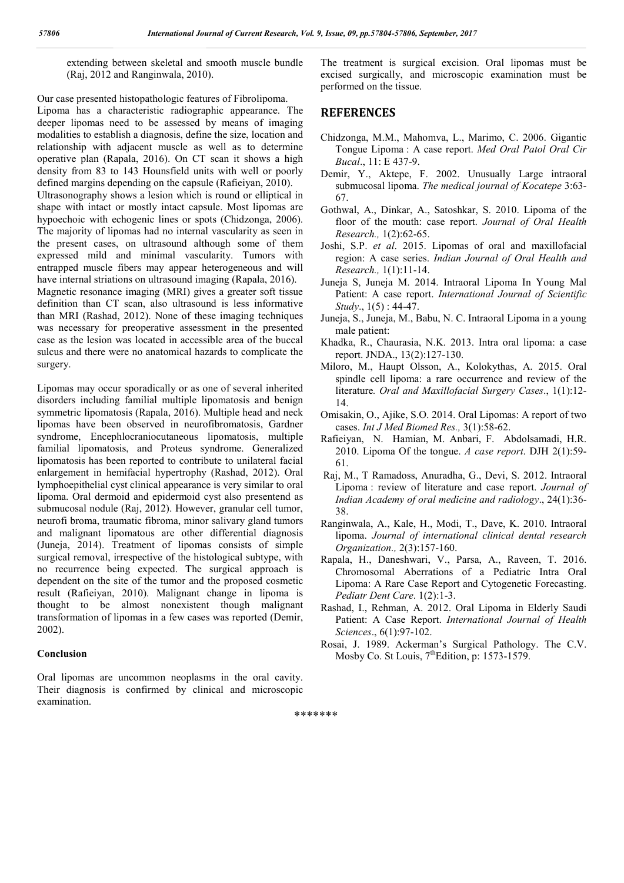extending between skeletal and smooth muscle bundle (Raj, 2012 and Ranginwala, 2010).

Our case presented histopathologic features of Fibrolipoma.

Lipoma has a characteristic radiographic appearance. The deeper lipomas need to be assessed by means of imaging modalities to establish a diagnosis, define the size, location and relationship with adjacent muscle as well as to determine operative plan (Rapala, 2016). On CT scan it shows a high density from 83 to 143 Hounsfield units with well or poorly defined margins depending on the capsule (Rafieiyan, 2010).

Ultrasonography shows a lesion which is round or elliptical in shape with intact or mostly intact capsule. Most lipomas are hypoechoic with echogenic lines or spots (Chidzonga, 2006). The majority of lipomas had no internal vascularity as seen in the present cases, on ultrasound although some of them expressed mild and minimal vascularity. Tumors with entrapped muscle fibers may appear heterogeneous and will have internal striations on ultrasound imaging (Rapala, 2016).

Magnetic resonance imaging (MRI) gives a greater soft tissue definition than CT scan, also ultrasound is less informative than MRI (Rashad, 2012). None of these imaging techniques was necessary for preoperative assessment in the presented case as the lesion was located in accessible area of the buccal sulcus and there were no anatomical hazards to complicate the surgery.

Lipomas may occur sporadically or as one of several inherited disorders including familial multiple lipomatosis and benign symmetric lipomatosis (Rapala, 2016). Multiple head and neck lipomas have been observed in neurofibromatosis, Gardner syndrome, Encephlocraniocutaneous lipomatosis, multiple familial lipomatosis, and Proteus syndrome. Generalized lipomatosis has been reported to contribute to unilateral facial enlargement in hemifacial hypertrophy (Rashad, 2012). Oral lymphoepithelial cyst clinical appearance is very similar to oral lipoma. Oral dermoid and epidermoid cyst also presentend as submucosal nodule (Raj, 2012). However, granular cell tumor, neurofi broma, traumatic fibroma, minor salivary gland tumors and malignant lipomatous are other differential diagnosis (Juneja, 2014). Treatment of lipomas consists of simple surgical removal, irrespective of the histological subtype, with no recurrence being expected. The surgical approach is dependent on the site of the tumor and the proposed cosmetic result (Rafieiyan, 2010). Malignant change in lipoma is thought to be almost nonexistent though malignant transformation of lipomas in a few cases was reported (Demir, 2002).

### Conclusion

Oral lipomas are uncommon neoplasms in the oral cavity. Their diagnosis is confirmed by clinical and microscopic examination.

The treatment is surgical excision. Oral lipomas must be excised surgically, and microscopic examination must be performed on the tissue.

## REFERENCES

- Chidzonga, M.M., Mahomva, L., Marimo, C. 2006. Gigantic Tongue Lipoma : A case report. *Med Oral Patol Oral Cir Bucal*., 11: E 437-9.
- Demir, Y., Aktepe, F. 2002. Unusually Large intraoral submucosal lipoma. *The medical journal of Kocatepe* 3:63-67.
- Gothwal, A., Dinkar, A., Satoshkar, S. 2010. Lipoma of the floor of the mouth: case report. *Journal of Oral Health Research.,* 1(2):62-65.
- Joshi, S.P. *et al*. 2015. Lipomas of oral and maxillofacial region: A case series. *Indian Journal of Oral Health and Research.,* 1(1):11-14.
- Juneja S, Juneja M. 2014. Intraoral Lipoma In Young Mal Patient: A case report. *International Journal of Scientific Study*., 1(5) : 44-47.
- Juneja, S., Juneja, M., Babu, N. C. Intraoral Lipoma in a young male patient:
- Khadka, R., Chaurasia, N.K. 2013. Intra oral lipoma: a case report. JNDA., 13(2):127-130.
- Miloro, M., Haupt Olsson, A., Kolokythas, A. 2015. Oral spindle cell lipoma: a rare occurrence and review of the literature*. Oral and Maxillofacial Surgery Cases*., 1(1):12-14.
- Omisakin, O., Ajike, S.O. 2014. Oral Lipomas: A report of two cases. *Int J Med Biomed Res.,* 3(1):58-62.
- Rafieiyan, N. Hamian, M. Anbari, F. Abdolsamadi, H.R. 2010. Lipoma Of the tongue. *A case report*. DJH 2(1):59-61.
- Raj, M., T Ramadoss, Anuradha, G., Devi, S. 2012. Intraoral Lipoma : review of literature and case report. *Journal of Indian Academy of oral medicine and radiology*., 24(1):36-38.
- Ranginwala, A., Kale, H., Modi, T., Dave, K. 2010. Intraoral lipoma. *Journal of international clinical dental research Organization.,* 2(3):157-160.
- Rapala, H., Daneshwari, V., Parsa, A., Raveen, T. 2016. Chromosomal Aberrations of a Pediatric Intra Oral Lipoma: A Rare Case Report and Cytogenetic Forecasting. *Pediatr Dent Care*. 1(2):1-3.
- Rashad, I., Rehman, A. 2012. Oral Lipoma in Elderly Saudi Patient: A Case Report. *International Journal of Health Sciences*., 6(1):97-102.
- Rosai, J. 1989. Ackerman's Surgical Pathology. The C.V. Mosby Co. St Louis, 7thEdition, p: 1573-1579.

\*\*\*\*\*\*\*